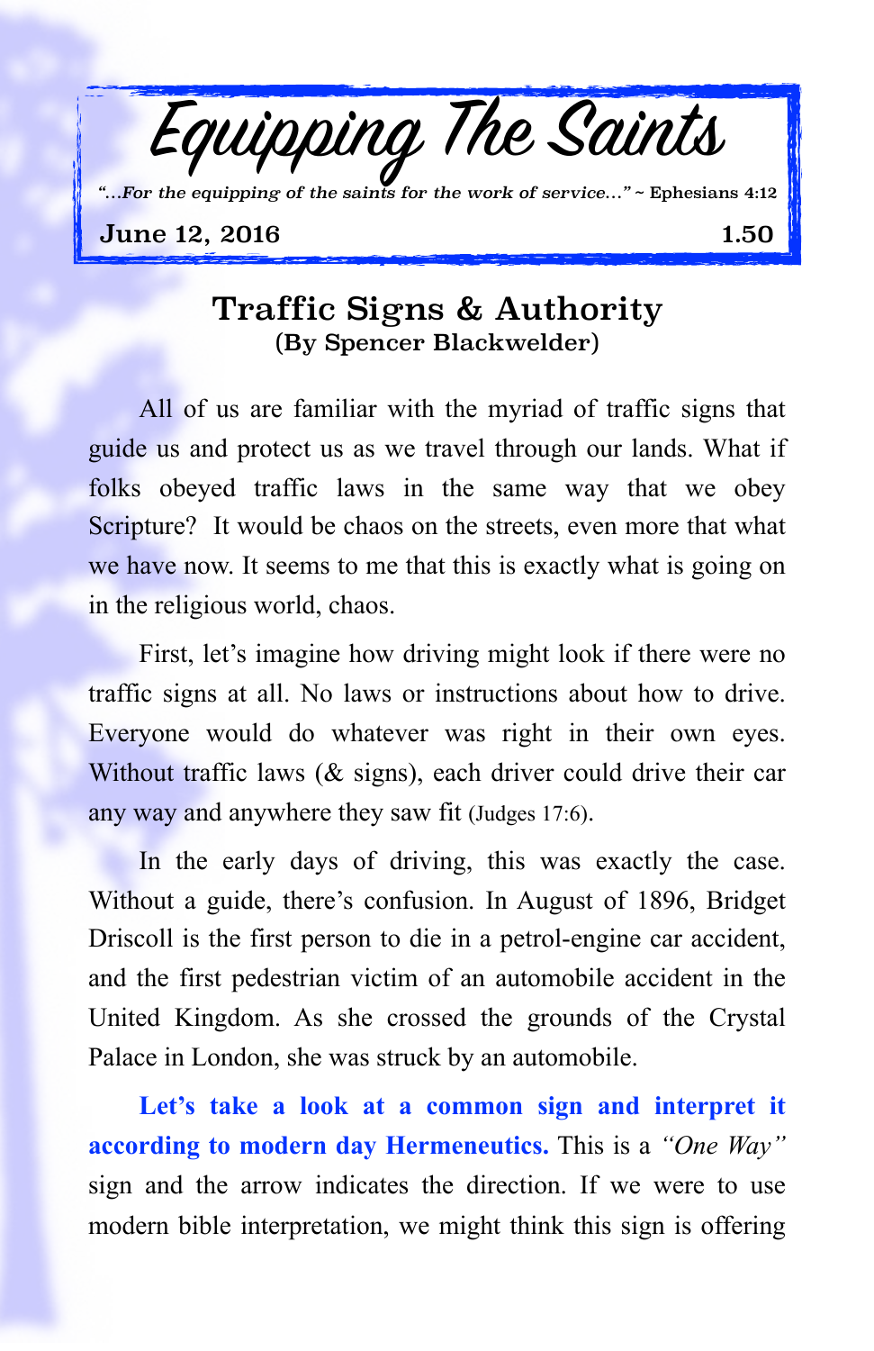# Equipping The Saints

*"...For the equipping of the saints for the work of service..."* ~ Ephesians 4:12

June 12, 2016 1.50

## Traffic Signs & Authority

### (By Spencer Blackwelder)

All of us are familiar with the myriad of traffic signs that guide us and protect us as we travel through our lands. What if folks obeyed traffic laws in the same way that we obey Scripture? It would be chaos on the streets, even more that what we have now. It seems to me that this is exactly what is going on in the religious world, chaos.

First, let's imagine how driving might look if there were no traffic signs at all. No laws or instructions about how to drive. Everyone would do whatever was right in their own eyes. Without traffic laws (& signs), each driver could drive their car any way and anywhere they saw fit (Judges 17:6).

In the early days of driving, this was exactly the case. Without a guide, there's confusion. In August of 1896, Bridget Driscoll is the first person to die in a petrol-engine car accident, and the first pedestrian victim of an automobile accident in the United Kingdom. As she crossed the grounds of the Crystal Palace in London, she was struck by an automobile.

**Let's take a look at a common sign and interpret it according to modern day Hermeneutics.** This is a *"One Way"* sign and the arrow indicates the direction. If we were to use modern bible interpretation, we might think this sign is offering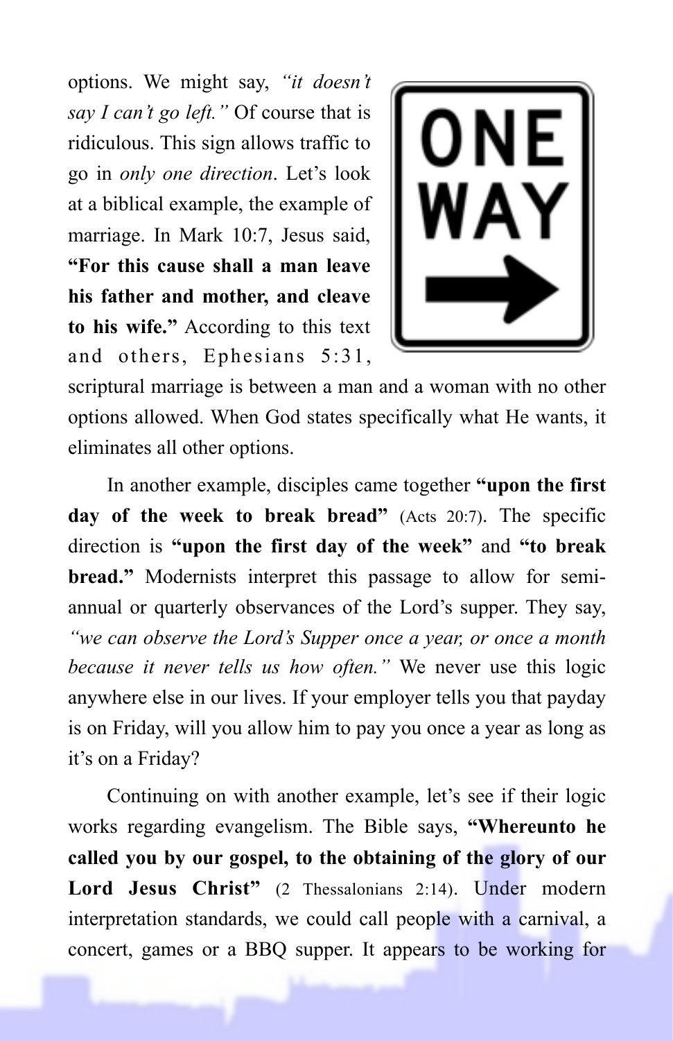options. We might say, *"it doesn't say I can't go left."* Of course that is ridiculous. This sign allows traffic to go in *only one direction*. Let's look at a biblical example, the example of marriage. In Mark 10:7, Jesus said, **"For this cause shall a man leave his father and mother, and cleave to his wife."** According to this text and others, Ephesians 5:31, scriptural marriage is between a man and a woman with no other options allowed. When God states specifically what He wants, it eliminates all other options.

In another example, disciples came together **"upon the first day of the week to break bread"** (Acts 20:7). The specific direction is **"upon the first day of the week"** and **"to break bread."** Modernists interpret this passage to allow for semi-annual or quarterly observances of the Lord's supper. They say, *"we can observe the Lord's Supper once a year, or once a month because it never tells us how often."* We never use this logic anywhere else in our lives. If your employer tells you that payday is on Friday, will you allow him to pay you once a year as long as it's on a Friday?

Continuing on with another example, let's see if their logic works regarding evangelism. The Bible says, **"Whereunto he called you by our gospel, to the obtaining of the glory of our Lord Jesus Christ"** (2 Thessalonians 2:14). Under modern interpretation standards, we could call people with a carnival, a concert, games or a BBQ supper. It appears to be working for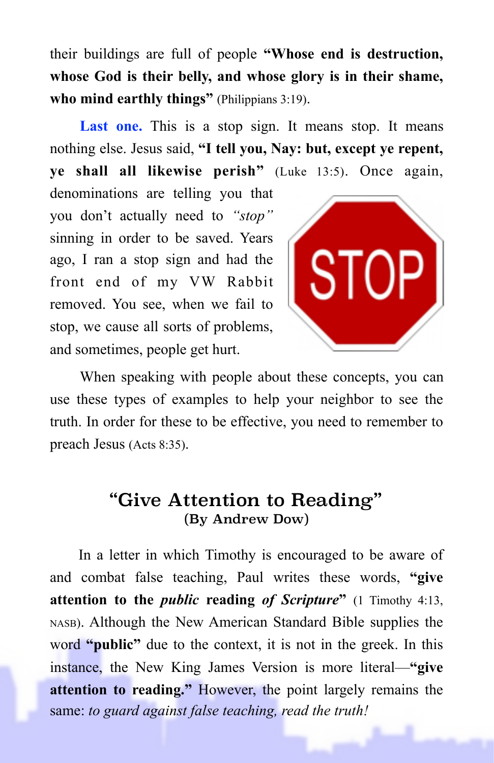their buildings are full of people **"Whose end is destruction, whose God is their belly, and whose glory is in their shame, who mind earthly things"** (Philippians 3:19).

**Last one.** This is a stop sign. It means stop. It means nothing else. Jesus said, **"I tell you, Nay: but, except ye repent, ye shall all likewise perish"** (Luke 13:5). Once again, denominations are telling you that you don't actually need to *"stop"* sinning in order to be saved. Years ago, I ran a stop sign and had the front end of my VW Rabbit removed. You see, when we fail to stop, we cause all sorts of problems, and sometimes, people get hurt.

When speaking with people about these concepts, you can use these types of examples to help your neighbor to see the truth. In order for these to be effective, you need to remember to preach Jesus (Acts 8:35).

## "Give Attention to Reading"
**(By Andrew Dow)**

In a letter in which Timothy is encouraged to be aware of and combat false teaching, Paul writes these words, **"give attention to the *public* reading *of Scripture*"** (1 Timothy 4:13, NASB). Although the New American Standard Bible supplies the word **"public"** due to the context, it is not in the greek. In this instance, the New King James Version is more literal—**"give attention to reading."** However, the point largely remains the same: *to guard against false teaching, read the truth!*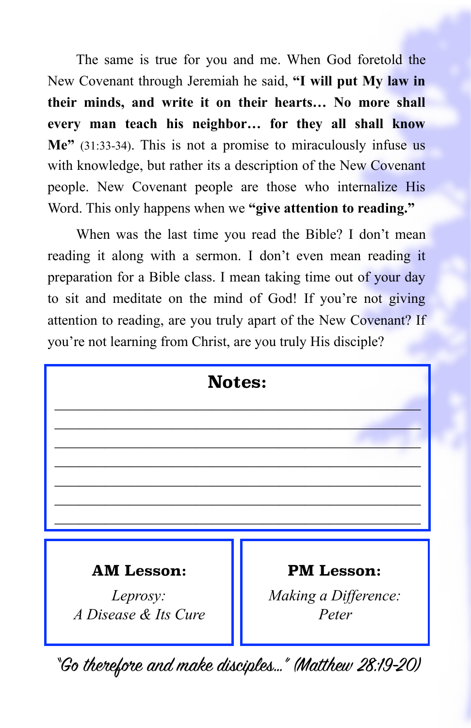The same is true for you and me. When God foretold the New Covenant through Jeremiah he said, **"I will put My law in their minds, and write it on their hearts… No more shall every man teach his neighbor… for they all shall know Me"** (31:33-34). This is not a promise to miraculously infuse us with knowledge, but rather its a description of the New Covenant people. New Covenant people are those who internalize His Word. This only happens when we **"give attention to reading."**

When was the last time you read the Bible? I don't mean reading it along with a sermon. I don't even mean reading it preparation for a Bible class. I mean taking time out of your day to sit and meditate on the mind of God! If you're not giving attention to reading, are you truly apart of the New Covenant? If you're not learning from Christ, are you truly His disciple?

## Notes:

_______________________________________________

_______________________________________________

_______________________________________________

_______________________________________________

_______________________________________________

_______________________________________________

_______________________________________________

**AM Lesson:**

*Leprosy: A Disease & Its Cure*

**PM Lesson:**

*Making a Difference: Peter*

*"Go therefore and make disciples…" (Matthew 28:19-20)*